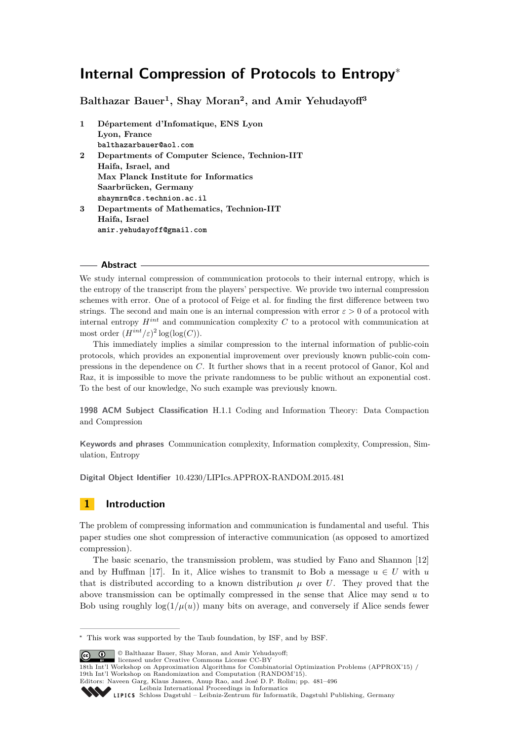# Internal Compression of Protocols to Entropy*

**Balthazar Bauer[1], Shay Moran[2], and Amir Yehudayoff[3]**

1 **Département d'Infomatique, ENS Lyon**
**Lyon, France**
`balthazarbauer@aol.com`

2 **Departments of Computer Science, Technion-IIT**
**Haifa, Israel, and**
**Max Planck Institute for Informatics**
**Saarbrücken, Germany**
`shaymrn@cs.technion.ac.il`

3 **Departments of Mathematics, Technion-IIT**
**Haifa, Israel**
`amir.yehudayoff@gmail.com`

## Abstract

We study internal compression of communication protocols to their internal entropy, which is the entropy of the transcript from the players' perspective. We provide two internal compression schemes with error. One of a protocol of Feige et al. for finding the first difference between two strings. The second and main one is an internal compression with error $\varepsilon > 0$ of a protocol with internal entropy $H^{int}$ and communication complexity $C$ to a protocol with communication at most order $(H^{int}/\varepsilon)^2 \log(\log(C))$.

This immediately implies a similar compression to the internal information of public-coin protocols, which provides an exponential improvement over previously known public-coin compressions in the dependence on $C$. It further shows that in a recent protocol of Ganor, Kol and Raz, it is impossible to move the private randomness to be public without an exponential cost. To the best of our knowledge, No such example was previously known.

**1998 ACM Subject Classification** H.1.1 Coding and Information Theory: Data Compaction and Compression

**Keywords and phrases** Communication complexity, Information complexity, Compression, Simulation, Entropy

**Digital Object Identifier** 10.4230/LIPIcs.APPROX-RANDOM.2015.481

## 1 Introduction

The problem of compressing information and communication is fundamental and useful. This paper studies one shot compression of interactive communication (as opposed to amortized compression).

The basic scenario, the transmission problem, was studied by Fano and Shannon [12] and by Huffman [17]. In it, Alice wishes to transmit to Bob a message $u \in U$ with $u$ that is distributed according to a known distribution $\mu$ over $U$. They proved that the above transmission can be optimally compressed in the sense that Alice may send $u$ to Bob using roughly $\log(1/\mu(u))$ many bits on average, and conversely if Alice sends fewer

---

* This work was supported by the Taub foundation, by ISF, and by BSF.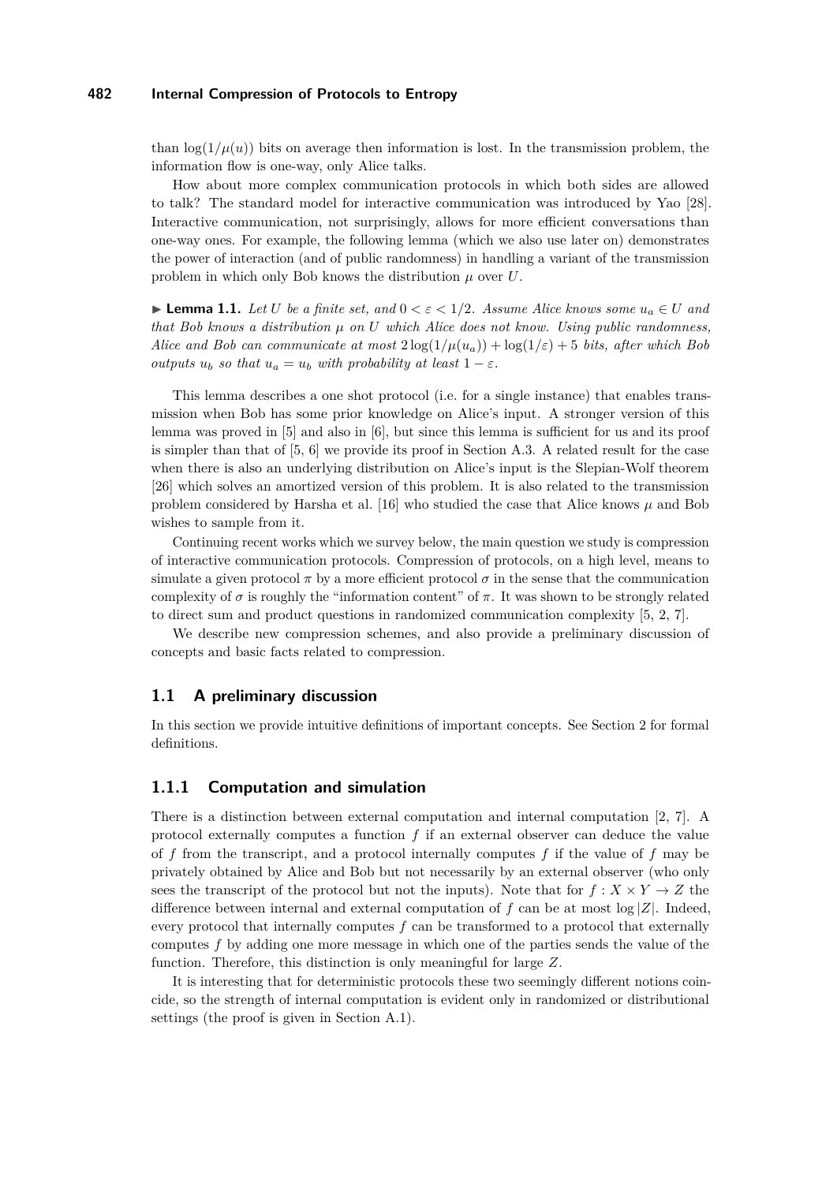than $\log(1/\mu(u))$ bits on average then information is lost. In the transmission problem, the information flow is one-way, only Alice talks.

How about more complex communication protocols in which both sides are allowed to talk? The standard model for interactive communication was introduced by Yao [28]. Interactive communication, not surprisingly, allows for more efficient conversations than one-way ones. For example, the following lemma (which we also use later on) demonstrates the power of interaction (and of public randomness) in handling a variant of the transmission problem in which only Bob knows the distribution $\mu$ over $U$.

▶ **Lemma 1.1.** *Let $U$ be a finite set, and $0 < \varepsilon < 1/2$. Assume Alice knows some $u_a \in U$ and that Bob knows a distribution $\mu$ on $U$ which Alice does not know. Using public randomness, Alice and Bob can communicate at most $2\log(1/\mu(u_a)) + \log(1/\varepsilon) + 5$ bits, after which Bob outputs $u_b$ so that $u_a = u_b$ with probability at least $1 - \varepsilon$.*

This lemma describes a one shot protocol (i.e. for a single instance) that enables transmission when Bob has some prior knowledge on Alice's input. A stronger version of this lemma was proved in [5] and also in [6], but since this lemma is sufficient for us and its proof is simpler than that of [5, 6] we provide its proof in Section A.3. A related result for the case when there is also an underlying distribution on Alice's input is the Slepian-Wolf theorem [26] which solves an amortized version of this problem. It is also related to the transmission problem considered by Harsha et al. [16] who studied the case that Alice knows $\mu$ and Bob wishes to sample from it.

Continuing recent works which we survey below, the main question we study is compression of interactive communication protocols. Compression of protocols, on a high level, means to simulate a given protocol $\pi$ by a more efficient protocol $\sigma$ in the sense that the communication complexity of $\sigma$ is roughly the "information content" of $\pi$. It was shown to be strongly related to direct sum and product questions in randomized communication complexity [5, 2, 7].

We describe new compression schemes, and also provide a preliminary discussion of concepts and basic facts related to compression.

## 1.1 A preliminary discussion

In this section we provide intuitive definitions of important concepts. See Section 2 for formal definitions.

### 1.1.1 Computation and simulation

There is a distinction between external computation and internal computation [2, 7]. A protocol externally computes a function $f$ if an external observer can deduce the value of $f$ from the transcript, and a protocol internally computes $f$ if the value of $f$ may be privately obtained by Alice and Bob but not necessarily by an external observer (who only sees the transcript of the protocol but not the inputs). Note that for $f : X \times Y \to Z$ the difference between internal and external computation of $f$ can be at most $\log |Z|$. Indeed, every protocol that internally computes $f$ can be transformed to a protocol that externally computes $f$ by adding one more message in which one of the parties sends the value of the function. Therefore, this distinction is only meaningful for large $Z$.

It is interesting that for deterministic protocols these two seemingly different notions coincide, so the strength of internal computation is evident only in randomized or distributional settings (the proof is given in Section A.1).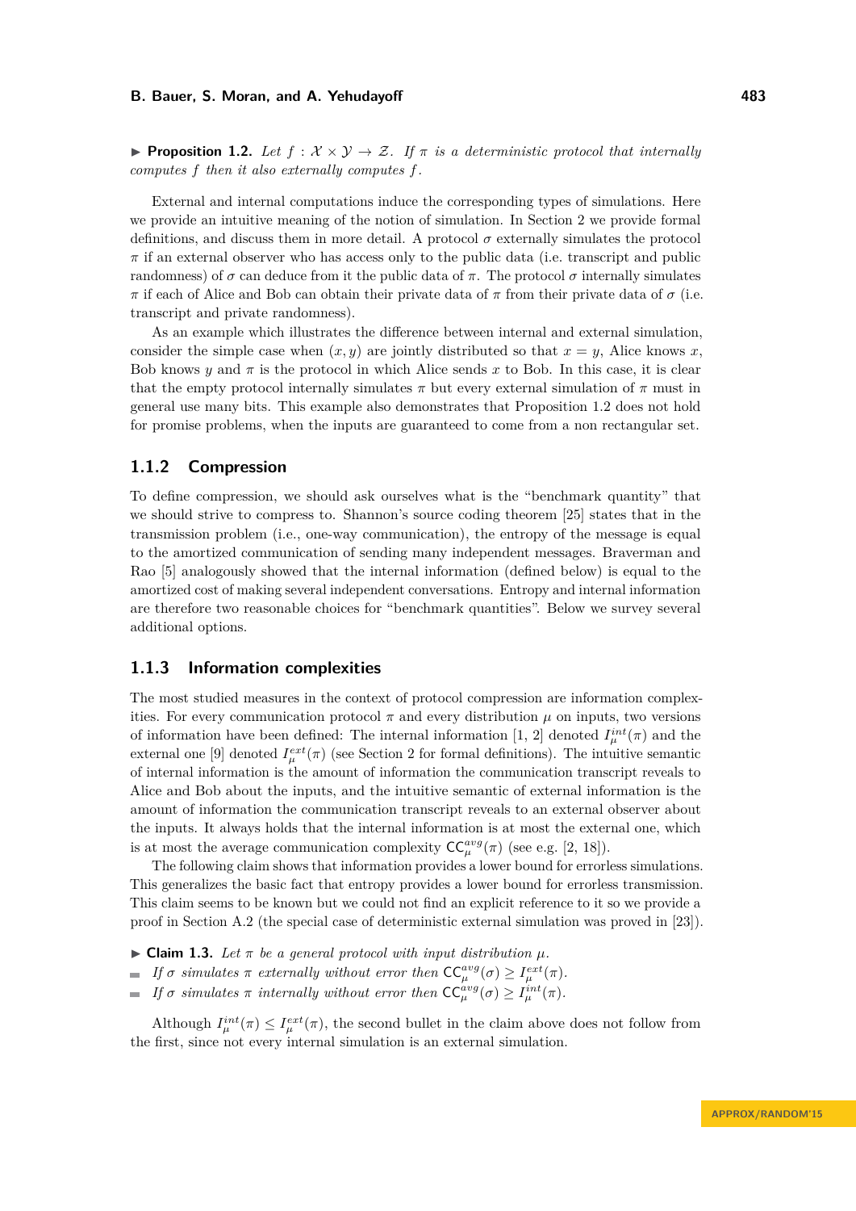▶ **Proposition 1.2.** *Let $f : \mathcal{X} \times \mathcal{Y} \to \mathcal{Z}$. If $\pi$ is a deterministic protocol that internally computes $f$ then it also externally computes $f$.*

External and internal computations induce the corresponding types of simulations. Here we provide an intuitive meaning of the notion of simulation. In Section 2 we provide formal definitions, and discuss them in more detail. A protocol $\sigma$ externally simulates the protocol $\pi$ if an external observer who has access only to the public data (i.e. transcript and public randomness) of $\sigma$ can deduce from it the public data of $\pi$. The protocol $\sigma$ internally simulates $\pi$ if each of Alice and Bob can obtain their private data of $\pi$ from their private data of $\sigma$ (i.e. transcript and private randomness).

As an example which illustrates the difference between internal and external simulation, consider the simple case when $(x, y)$ are jointly distributed so that $x = y$, Alice knows $x$, Bob knows $y$ and $\pi$ is the protocol in which Alice sends $x$ to Bob. In this case, it is clear that the empty protocol internally simulates $\pi$ but every external simulation of $\pi$ must in general use many bits. This example also demonstrates that Proposition 1.2 does not hold for promise problems, when the inputs are guaranteed to come from a non rectangular set.

### 1.1.2 Compression

To define compression, we should ask ourselves what is the "benchmark quantity" that we should strive to compress to. Shannon's source coding theorem [25] states that in the transmission problem (i.e., one-way communication), the entropy of the message is equal to the amortized communication of sending many independent messages. Braverman and Rao [5] analogously showed that the internal information (defined below) is equal to the amortized cost of making several independent conversations. Entropy and internal information are therefore two reasonable choices for "benchmark quantities". Below we survey several additional options.

### 1.1.3 Information complexities

The most studied measures in the context of protocol compression are information complexities. For every communication protocol $\pi$ and every distribution $\mu$ on inputs, two versions of information have been defined: The internal information [1, 2] denoted $I_\mu^{int}(\pi)$ and the external one [9] denoted $I_\mu^{ext}(\pi)$ (see Section 2 for formal definitions). The intuitive semantic of internal information is the amount of information the communication transcript reveals to Alice and Bob about the inputs, and the intuitive semantic of external information is the amount of information the communication transcript reveals to an external observer about the inputs. It always holds that the internal information is at most the external one, which is at most the average communication complexity $\mathsf{CC}_\mu^{avg}(\pi)$ (see e.g. [2, 18]).

The following claim shows that information provides a lower bound for errorless simulations. This generalizes the basic fact that entropy provides a lower bound for errorless transmission. This claim seems to be known but we could not find an explicit reference to it so we provide a proof in Section A.2 (the special case of deterministic external simulation was proved in [23]).

▶ **Claim 1.3.** *Let $\pi$ be a general protocol with input distribution $\mu$.*

- *If $\sigma$ simulates $\pi$ externally without error then $\mathsf{CC}_\mu^{avg}(\sigma) \geq I_\mu^{ext}(\pi)$.*
- *If $\sigma$ simulates $\pi$ internally without error then $\mathsf{CC}_\mu^{avg}(\sigma) \geq I_\mu^{int}(\pi)$.*

Although $I_\mu^{int}(\pi) \leq I_\mu^{ext}(\pi)$, the second bullet in the claim above does not follow from the first, since not every internal simulation is an external simulation.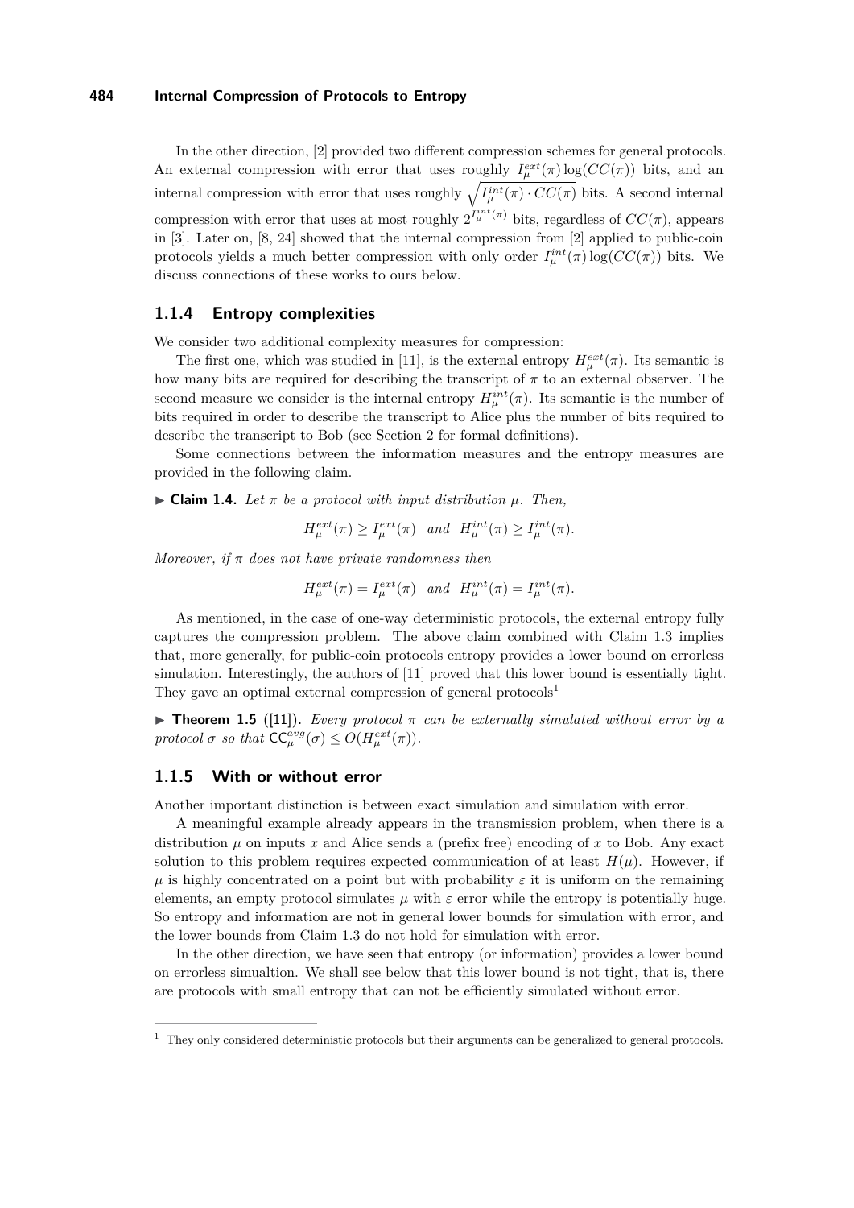In the other direction, [2] provided two different compression schemes for general protocols. An external compression with error that uses roughly $I_\mu^{ext}(\pi)\log(CC(\pi))$ bits, and an internal compression with error that uses roughly $\sqrt{I_\mu^{int}(\pi)\cdot CC(\pi)}$ bits. A second internal compression with error that uses at most roughly $2^{I_\mu^{int}(\pi)}$ bits, regardless of $CC(\pi)$, appears in [3]. Later on, [8, 24] showed that the internal compression from [2] applied to public-coin protocols yields a much better compression with only order $I_\mu^{int}(\pi)\log(CC(\pi))$ bits. We discuss connections of these works to ours below.

### 1.1.4 Entropy complexities

We consider two additional complexity measures for compression:

The first one, which was studied in [11], is the external entropy $H_\mu^{ext}(\pi)$. Its semantic is how many bits are required for describing the transcript of $\pi$ to an external observer. The second measure we consider is the internal entropy $H_\mu^{int}(\pi)$. Its semantic is the number of bits required in order to describe the transcript to Alice plus the number of bits required to describe the transcript to Bob (see Section 2 for formal definitions).

Some connections between the information measures and the entropy measures are provided in the following claim.

▶ **Claim 1.4.** *Let $\pi$ be a protocol with input distribution $\mu$. Then,*

$$H_\mu^{ext}(\pi) \geq I_\mu^{ext}(\pi) \quad \text{and} \quad H_\mu^{int}(\pi) \geq I_\mu^{int}(\pi).$$

*Moreover, if $\pi$ does not have private randomness then*

$$H_\mu^{ext}(\pi) = I_\mu^{ext}(\pi) \quad \text{and} \quad H_\mu^{int}(\pi) = I_\mu^{int}(\pi).$$

As mentioned, in the case of one-way deterministic protocols, the external entropy fully captures the compression problem. The above claim combined with Claim 1.3 implies that, more generally, for public-coin protocols entropy provides a lower bound on errorless simulation. Interestingly, the authors of [11] proved that this lower bound is essentially tight. They gave an optimal external compression of general protocols[1]

▶ **Theorem 1.5** ([11])**.** *Every protocol $\pi$ can be externally simulated without error by a protocol $\sigma$ so that $\mathsf{CC}_\mu^{avg}(\sigma) \leq O(H_\mu^{ext}(\pi))$.*

### 1.1.5 With or without error

Another important distinction is between exact simulation and simulation with error.

A meaningful example already appears in the transmission problem, when there is a distribution $\mu$ on inputs $x$ and Alice sends a (prefix free) encoding of $x$ to Bob. Any exact solution to this problem requires expected communication of at least $H(\mu)$. However, if $\mu$ is highly concentrated on a point but with probability $\varepsilon$ it is uniform on the remaining elements, an empty protocol simulates $\mu$ with $\varepsilon$ error while the entropy is potentially huge. So entropy and information are not in general lower bounds for simulation with error, and the lower bounds from Claim 1.3 do not hold for simulation with error.

In the other direction, we have seen that entropy (or information) provides a lower bound on errorless simualtion. We shall see below that this lower bound is not tight, that is, there are protocols with small entropy that can not be efficiently simulated without error.

[1] They only considered deterministic protocols but their arguments can be generalized to general protocols.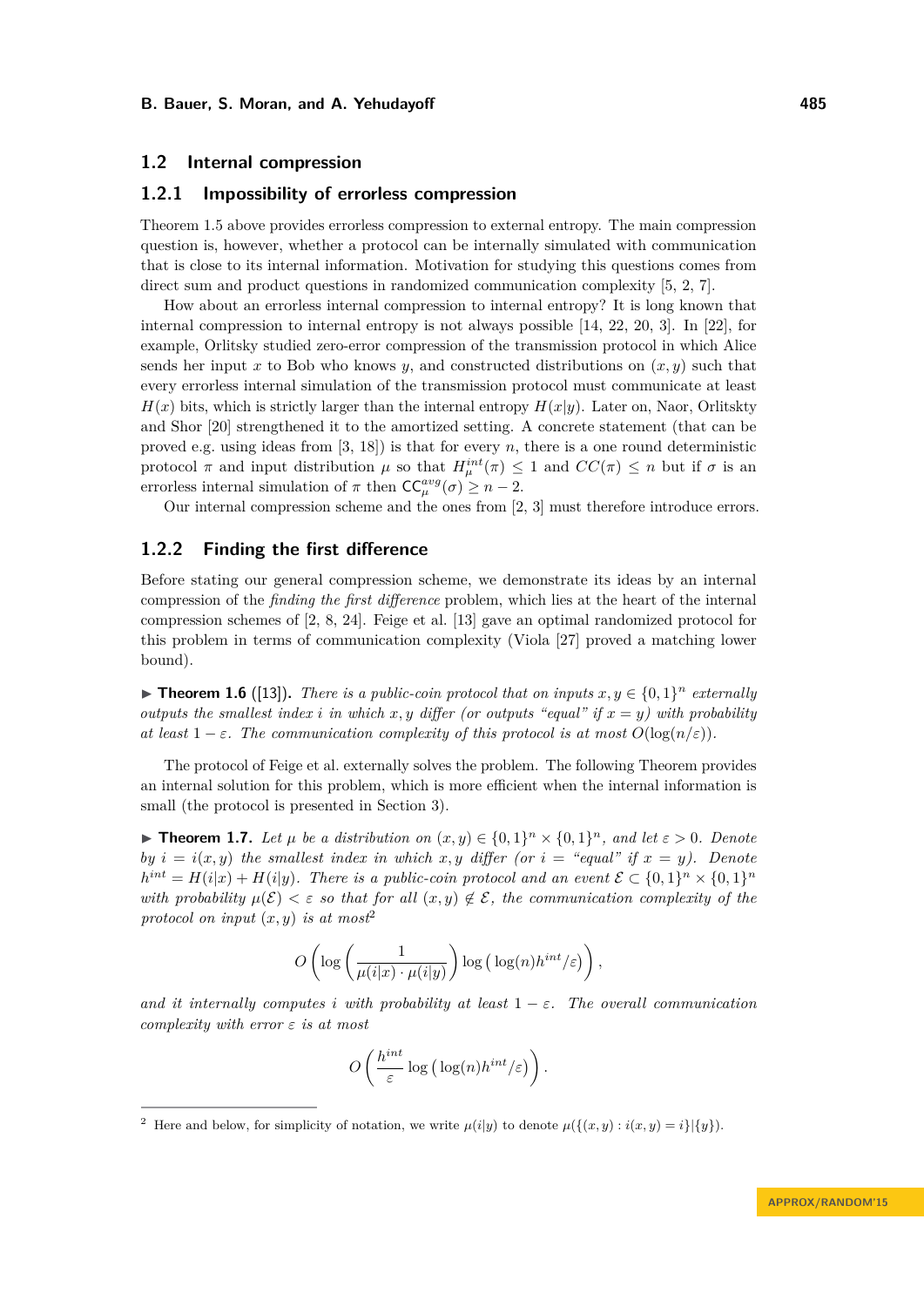## 1.2 Internal compression

### 1.2.1 Impossibility of errorless compression

Theorem 1.5 above provides errorless compression to external entropy. The main compression question is, however, whether a protocol can be internally simulated with communication that is close to its internal information. Motivation for studying this questions comes from direct sum and product questions in randomized communication complexity [5, 2, 7].

How about an errorless internal compression to internal entropy? It is long known that internal compression to internal entropy is not always possible [14, 22, 20, 3]. In [22], for example, Orlitsky studied zero-error compression of the transmission protocol in which Alice sends her input $x$ to Bob who knows $y$, and constructed distributions on $(x, y)$ such that every errorless internal simulation of the transmission protocol must communicate at least $H(x)$ bits, which is strictly larger than the internal entropy $H(x|y)$. Later on, Naor, Orlitskty and Shor [20] strengthened it to the amortized setting. A concrete statement (that can be proved e.g. using ideas from [3, 18]) is that for every $n$, there is a one round deterministic protocol $\pi$ and input distribution $\mu$ so that $H^{int}_\mu(\pi) \leq 1$ and $CC(\pi) \leq n$ but if $\sigma$ is an errorless internal simulation of $\pi$ then $\mathsf{CC}^{avg}_\mu(\sigma) \geq n - 2$.

Our internal compression scheme and the ones from [2, 3] must therefore introduce errors.

### 1.2.2 Finding the first difference

Before stating our general compression scheme, we demonstrate its ideas by an internal compression of the *finding the first difference* problem, which lies at the heart of the internal compression schemes of [2, 8, 24]. Feige et al. [13] gave an optimal randomized protocol for this problem in terms of communication complexity (Viola [27] proved a matching lower bound).

▶ **Theorem 1.6** ([13]). *There is a public-coin protocol that on inputs $x, y \in \{0,1\}^n$ externally outputs the smallest index $i$ in which $x, y$ differ (or outputs "equal" if $x = y$) with probability at least $1 - \varepsilon$. The communication complexity of this protocol is at most $O(\log(n/\varepsilon))$.*

The protocol of Feige et al. externally solves the problem. The following Theorem provides an internal solution for this problem, which is more efficient when the internal information is small (the protocol is presented in Section 3).

▶ **Theorem 1.7.** *Let $\mu$ be a distribution on $(x, y) \in \{0,1\}^n \times \{0,1\}^n$, and let $\varepsilon > 0$. Denote by $i = i(x, y)$ the smallest index in which $x, y$ differ (or $i =$ "equal" if $x = y$). Denote $h^{int} = H(i|x) + H(i|y)$. There is a public-coin protocol and an event $\mathcal{E} \subset \{0,1\}^n \times \{0,1\}^n$ with probability $\mu(\mathcal{E}) < \varepsilon$ so that for all $(x, y) \notin \mathcal{E}$, the communication complexity of the protocol on input $(x, y)$ is at most*[2]

$$O\left(\log\left(\frac{1}{\mu(i|x)\cdot\mu(i|y)}\right)\log\left(\log(n)h^{int}/\varepsilon\right)\right),$$

*and it internally computes $i$ with probability at least $1 - \varepsilon$. The overall communication complexity with error $\varepsilon$ is at most*

$$O\left(\frac{h^{int}}{\varepsilon}\log\left(\log(n)h^{int}/\varepsilon\right)\right).$$

---

[2] Here and below, for simplicity of notation, we write $\mu(i|y)$ to denote $\mu(\{(x, y) : i(x, y) = i\}|\{y\})$.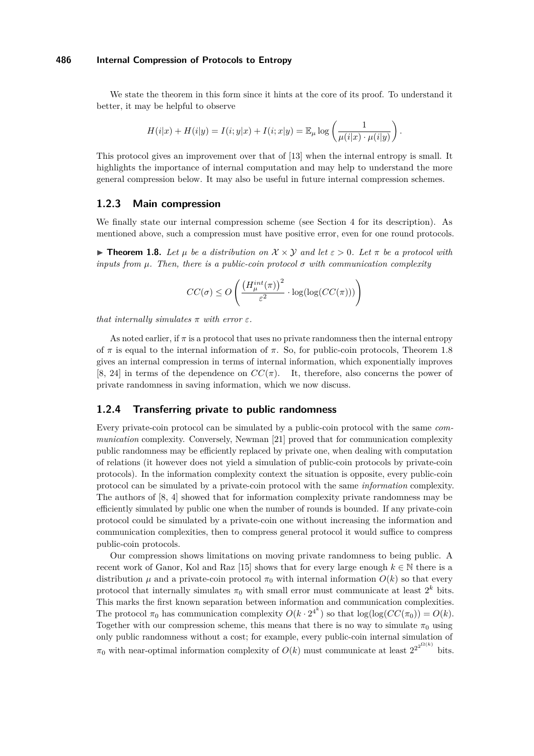We state the theorem in this form since it hints at the core of its proof. To understand it better, it may be helpful to observe

$$H(i|x) + H(i|y) = I(i;y|x) + I(i;x|y) = \mathbb{E}_\mu \log\left(\frac{1}{\mu(i|x)\cdot\mu(i|y)}\right).$$

This protocol gives an improvement over that of [13] when the internal entropy is small. It highlights the importance of internal computation and may help to understand the more general compression below. It may also be useful in future internal compression schemes.

### 1.2.3 Main compression

We finally state our internal compression scheme (see Section 4 for its description). As mentioned above, such a compression must have positive error, even for one round protocols.

▶ **Theorem 1.8.** *Let $\mu$ be a distribution on $\mathcal{X}\times\mathcal{Y}$ and let $\varepsilon > 0$. Let $\pi$ be a protocol with inputs from $\mu$. Then, there is a public-coin protocol $\sigma$ with communication complexity*

$$CC(\sigma) \leq O\left(\frac{\left(H^{int}_\mu(\pi)\right)^2}{\varepsilon^2}\cdot\log(\log(CC(\pi)))\right)$$

*that internally simulates $\pi$ with error $\varepsilon$.*

As noted earlier, if $\pi$ is a protocol that uses no private randomness then the internal entropy of $\pi$ is equal to the internal information of $\pi$. So, for public-coin protocols, Theorem 1.8 gives an internal compression in terms of internal information, which exponentially improves [8, 24] in terms of the dependence on $CC(\pi)$. It, therefore, also concerns the power of private randomness in saving information, which we now discuss.

### 1.2.4 Transferring private to public randomness

Every private-coin protocol can be simulated by a public-coin protocol with the same *communication* complexity. Conversely, Newman [21] proved that for communication complexity public randomness may be efficiently replaced by private one, when dealing with computation of relations (it however does not yield a simulation of public-coin protocols by private-coin protocols). In the information complexity context the situation is opposite, every public-coin protocol can be simulated by a private-coin protocol with the same *information* complexity. The authors of [8, 4] showed that for information complexity private randomness may be efficiently simulated by public one when the number of rounds is bounded. If any private-coin protocol could be simulated by a private-coin one without increasing the information and communication complexities, then to compress general protocol it would suffice to compress public-coin protocols.

Our compression shows limitations on moving private randomness to being public. A recent work of Ganor, Kol and Raz [15] shows that for every large enough $k \in \mathbb{N}$ there is a distribution $\mu$ and a private-coin protocol $\pi_0$ with internal information $O(k)$ so that every protocol that internally simulates $\pi_0$ with small error must communicate at least $2^k$ bits. This marks the first known separation between information and communication complexities. The protocol $\pi_0$ has communication complexity $O(k\cdot 2^{4^k})$ so that $\log(\log(CC(\pi_0)) = O(k)$. Together with our compression scheme, this means that there is no way to simulate $\pi_0$ using only public randomness without a cost; for example, every public-coin internal simulation of $\pi_0$ with near-optimal information complexity of $O(k)$ must communicate at least $2^{2^{2^{\Omega(k)}}}$ bits.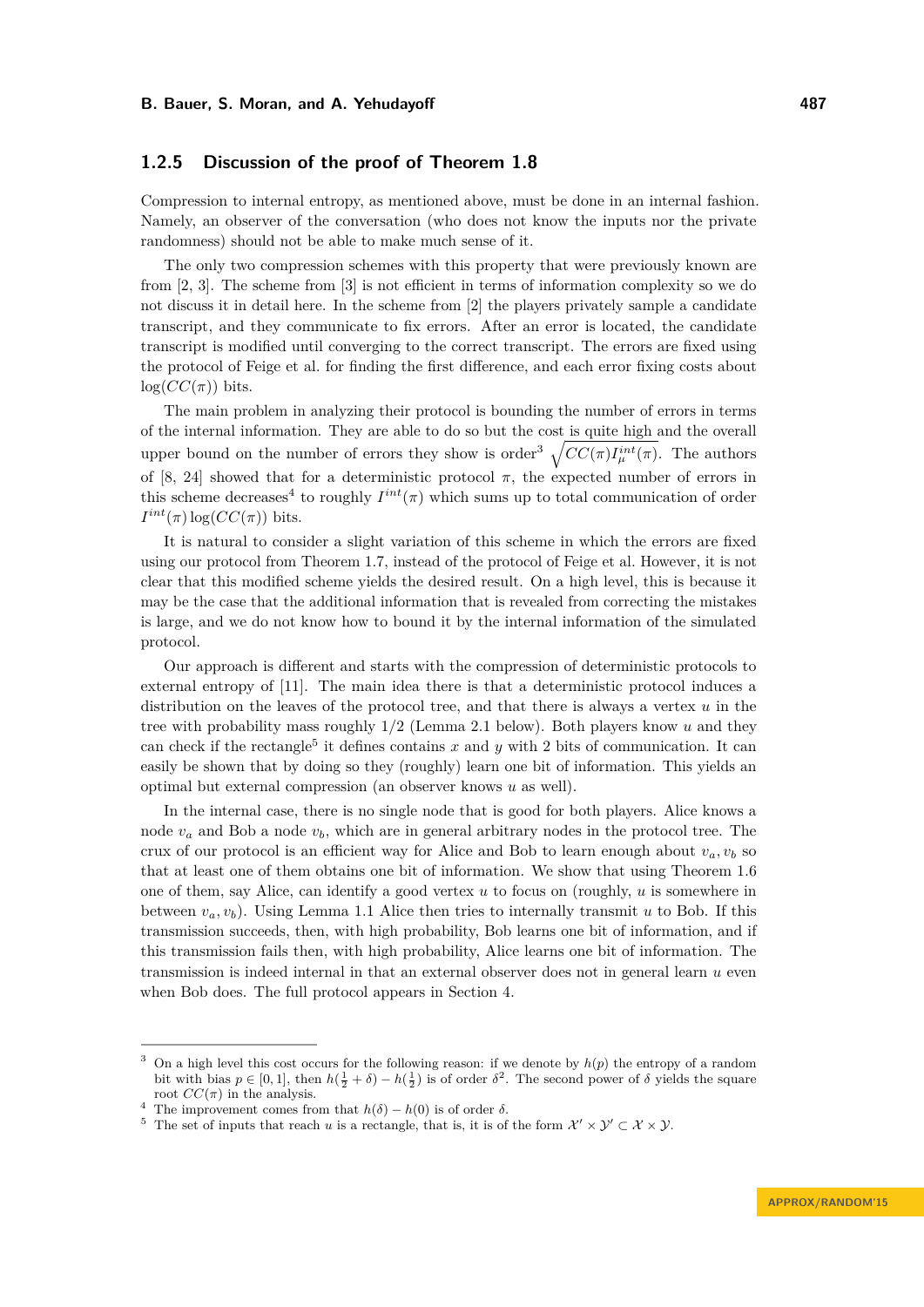### 1.2.5 Discussion of the proof of Theorem 1.8

Compression to internal entropy, as mentioned above, must be done in an internal fashion. Namely, an observer of the conversation (who does not know the inputs nor the private randomness) should not be able to make much sense of it.

The only two compression schemes with this property that were previously known are from [2, 3]. The scheme from [3] is not efficient in terms of information complexity so we do not discuss it in detail here. In the scheme from [2] the players privately sample a candidate transcript, and they communicate to fix errors. After an error is located, the candidate transcript is modified until converging to the correct transcript. The errors are fixed using the protocol of Feige et al. for finding the first difference, and each error fixing costs about $\log(CC(\pi))$ bits.

The main problem in analyzing their protocol is bounding the number of errors in terms of the internal information. They are able to do so but the cost is quite high and the overall upper bound on the number of errors they show is order[3] $\sqrt{CC(\pi) I_{\mu}^{int}(\pi)}$. The authors of [8, 24] showed that for a deterministic protocol $\pi$, the expected number of errors in this scheme decreases[4] to roughly $I^{int}(\pi)$ which sums up to total communication of order $I^{int}(\pi)\log(CC(\pi))$ bits.

It is natural to consider a slight variation of this scheme in which the errors are fixed using our protocol from Theorem 1.7, instead of the protocol of Feige et al. However, it is not clear that this modified scheme yields the desired result. On a high level, this is because it may be the case that the additional information that is revealed from correcting the mistakes is large, and we do not know how to bound it by the internal information of the simulated protocol.

Our approach is different and starts with the compression of deterministic protocols to external entropy of [11]. The main idea there is that a deterministic protocol induces a distribution on the leaves of the protocol tree, and that there is always a vertex $u$ in the tree with probability mass roughly $1/2$ (Lemma 2.1 below). Both players know $u$ and they can check if the rectangle[5] it defines contains $x$ and $y$ with 2 bits of communication. It can easily be shown that by doing so they (roughly) learn one bit of information. This yields an optimal but external compression (an observer knows $u$ as well).

In the internal case, there is no single node that is good for both players. Alice knows a node $v_a$ and Bob a node $v_b$, which are in general arbitrary nodes in the protocol tree. The crux of our protocol is an efficient way for Alice and Bob to learn enough about $v_a, v_b$ so that at least one of them obtains one bit of information. We show that using Theorem 1.6 one of them, say Alice, can identify a good vertex $u$ to focus on (roughly, $u$ is somewhere in between $v_a, v_b$). Using Lemma 1.1 Alice then tries to internally transmit $u$ to Bob. If this transmission succeeds, then, with high probability, Bob learns one bit of information, and if this transmission fails then, with high probability, Alice learns one bit of information. The transmission is indeed internal in that an external observer does not in general learn $u$ even when Bob does. The full protocol appears in Section 4.

---

[3] On a high level this cost occurs for the following reason: if we denote by $h(p)$ the entropy of a random bit with bias $p \in [0, 1]$, then $h(\frac{1}{2} + \delta) - h(\frac{1}{2})$ is of order $\delta^2$. The second power of $\delta$ yields the square root $CC(\pi)$ in the analysis.

[4] The improvement comes from that $h(\delta) - h(0)$ is of order $\delta$.

[5] The set of inputs that reach $u$ is a rectangle, that is, it is of the form $\mathcal{X}' \times \mathcal{Y}' \subset \mathcal{X} \times \mathcal{Y}$.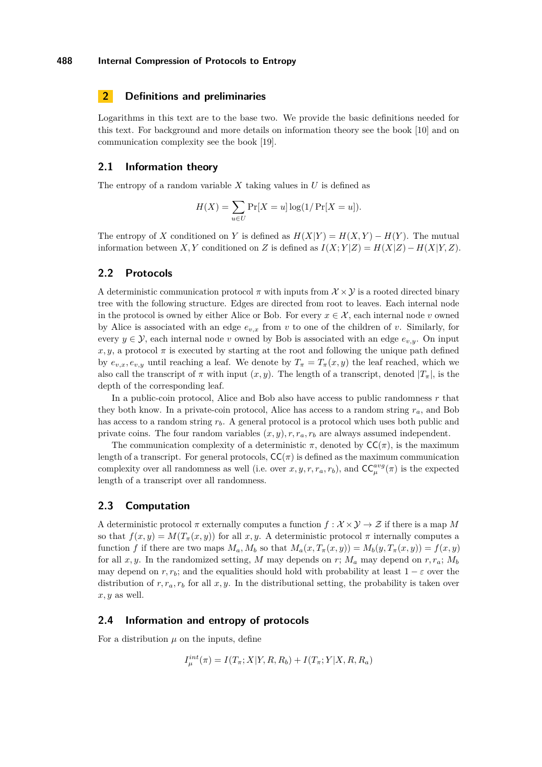## 2 Definitions and preliminaries

Logarithms in this text are to the base two. We provide the basic definitions needed for this text. For background and more details on information theory see the book [10] and on communication complexity see the book [19].

### 2.1 Information theory

The entropy of a random variable $X$ taking values in $U$ is defined as

$$H(X) = \sum_{u \in U} \Pr[X = u] \log(1/\Pr[X = u]).$$

The entropy of $X$ conditioned on $Y$ is defined as $H(X|Y) = H(X,Y) - H(Y)$. The mutual information between $X, Y$ conditioned on $Z$ is defined as $I(X;Y|Z) = H(X|Z) - H(X|Y,Z)$.

### 2.2 Protocols

A deterministic communication protocol $\pi$ with inputs from $\mathcal{X} \times \mathcal{Y}$ is a rooted directed binary tree with the following structure. Edges are directed from root to leaves. Each internal node in the protocol is owned by either Alice or Bob. For every $x \in \mathcal{X}$, each internal node $v$ owned by Alice is associated with an edge $e_{v,x}$ from $v$ to one of the children of $v$. Similarly, for every $y \in \mathcal{Y}$, each internal node $v$ owned by Bob is associated with an edge $e_{v,y}$. On input $x, y$, a protocol $\pi$ is executed by starting at the root and following the unique path defined by $e_{v,x}, e_{v,y}$ until reaching a leaf. We denote by $T_\pi = T_\pi(x,y)$ the leaf reached, which we also call the transcript of $\pi$ with input $(x,y)$. The length of a transcript, denoted $|T_\pi|$, is the depth of the corresponding leaf.

In a public-coin protocol, Alice and Bob also have access to public randomness $r$ that they both know. In a private-coin protocol, Alice has access to a random string $r_a$, and Bob has access to a random string $r_b$. A general protocol is a protocol which uses both public and private coins. The four random variables $(x,y), r, r_a, r_b$ are always assumed independent.

The communication complexity of a deterministic $\pi$, denoted by $\mathsf{CC}(\pi)$, is the maximum length of a transcript. For general protocols, $\mathsf{CC}(\pi)$ is defined as the maximum communication complexity over all randomness as well (i.e. over $x, y, r, r_a, r_b$), and $\mathsf{CC}^{avg}_\mu(\pi)$ is the expected length of a transcript over all randomness.

### 2.3 Computation

A deterministic protocol $\pi$ externally computes a function $f : \mathcal{X} \times \mathcal{Y} \to \mathcal{Z}$ if there is a map $M$ so that $f(x,y) = M(T_\pi(x,y))$ for all $x, y$. A deterministic protocol $\pi$ internally computes a function $f$ if there are two maps $M_a, M_b$ so that $M_a(x, T_\pi(x,y)) = M_b(y, T_\pi(x,y)) = f(x,y)$ for all $x, y$. In the randomized setting, $M$ may depends on $r$; $M_a$ may depend on $r, r_a$; $M_b$ may depend on $r, r_b$; and the equalities should hold with probability at least $1 - \varepsilon$ over the distribution of $r, r_a, r_b$ for all $x, y$. In the distributional setting, the probability is taken over $x, y$ as well.

### 2.4 Information and entropy of protocols

For a distribution $\mu$ on the inputs, define

$$I^{int}_\mu(\pi) = I(T_\pi; X|Y, R, R_b) + I(T_\pi; Y|X, R, R_a)$$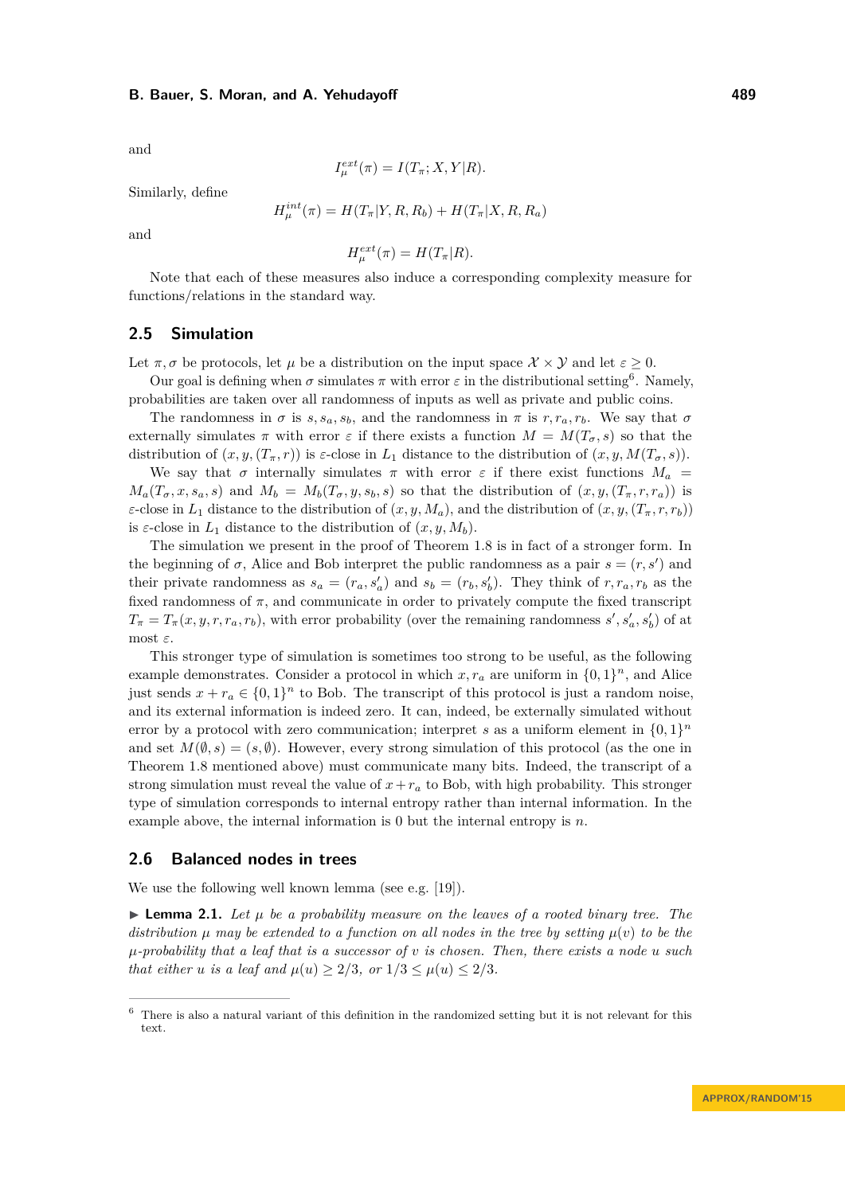and

$$I^{ext}_\mu(\pi) = I(T_\pi; X, Y|R).$$

Similarly, define

$$H^{int}_\mu(\pi) = H(T_\pi|Y, R, R_b) + H(T_\pi|X, R, R_a)$$

and

$$H^{ext}_\mu(\pi) = H(T_\pi|R).$$

Note that each of these measures also induce a corresponding complexity measure for functions/relations in the standard way.

## 2.5 Simulation

Let $\pi, \sigma$ be protocols, let $\mu$ be a distribution on the input space $\mathcal{X} \times \mathcal{Y}$ and let $\varepsilon \geq 0$.

Our goal is defining when $\sigma$ simulates $\pi$ with error $\varepsilon$ in the distributional setting[6]. Namely, probabilities are taken over all randomness of inputs as well as private and public coins.

The randomness in $\sigma$ is $s, s_a, s_b$, and the randomness in $\pi$ is $r, r_a, r_b$. We say that $\sigma$ externally simulates $\pi$ with error $\varepsilon$ if there exists a function $M = M(T_\sigma, s)$ so that the distribution of $(x, y, (T_\pi, r))$ is $\varepsilon$-close in $L_1$ distance to the distribution of $(x, y, M(T_\sigma, s))$.

We say that $\sigma$ internally simulates $\pi$ with error $\varepsilon$ if there exist functions $M_a = M_a(T_\sigma, x, s_a, s)$ and $M_b = M_b(T_\sigma, y, s_b, s)$ so that the distribution of $(x, y, (T_\pi, r, r_a))$ is $\varepsilon$-close in $L_1$ distance to the distribution of $(x, y, M_a)$, and the distribution of $(x, y, (T_\pi, r, r_b))$ is $\varepsilon$-close in $L_1$ distance to the distribution of $(x, y, M_b)$.

The simulation we present in the proof of Theorem 1.8 is in fact of a stronger form. In the beginning of $\sigma$, Alice and Bob interpret the public randomness as a pair $s = (r, s')$ and their private randomness as $s_a = (r_a, s'_a)$ and $s_b = (r_b, s'_b)$. They think of $r, r_a, r_b$ as the fixed randomness of $\pi$, and communicate in order to privately compute the fixed transcript $T_\pi = T_\pi(x, y, r, r_a, r_b)$, with error probability (over the remaining randomness $s', s'_a, s'_b$) of at most $\varepsilon$.

This stronger type of simulation is sometimes too strong to be useful, as the following example demonstrates. Consider a protocol in which $x, r_a$ are uniform in $\{0,1\}^n$, and Alice just sends $x + r_a \in \{0,1\}^n$ to Bob. The transcript of this protocol is just a random noise, and its external information is indeed zero. It can, indeed, be externally simulated without error by a protocol with zero communication; interpret $s$ as a uniform element in $\{0,1\}^n$ and set $M(\emptyset, s) = (s, \emptyset)$. However, every strong simulation of this protocol (as the one in Theorem 1.8 mentioned above) must communicate many bits. Indeed, the transcript of a strong simulation must reveal the value of $x + r_a$ to Bob, with high probability. This stronger type of simulation corresponds to internal entropy rather than internal information. In the example above, the internal information is 0 but the internal entropy is $n$.

## 2.6 Balanced nodes in trees

We use the following well known lemma (see e.g. [19]).

▶ **Lemma 2.1.** *Let $\mu$ be a probability measure on the leaves of a rooted binary tree. The distribution $\mu$ may be extended to a function on all nodes in the tree by setting $\mu(v)$ to be the $\mu$-probability that a leaf that is a successor of $v$ is chosen. Then, there exists a node $u$ such that either $u$ is a leaf and $\mu(u) \geq 2/3$, or $1/3 \leq \mu(u) \leq 2/3$.*

---

[6] There is also a natural variant of this definition in the randomized setting but it is not relevant for this text.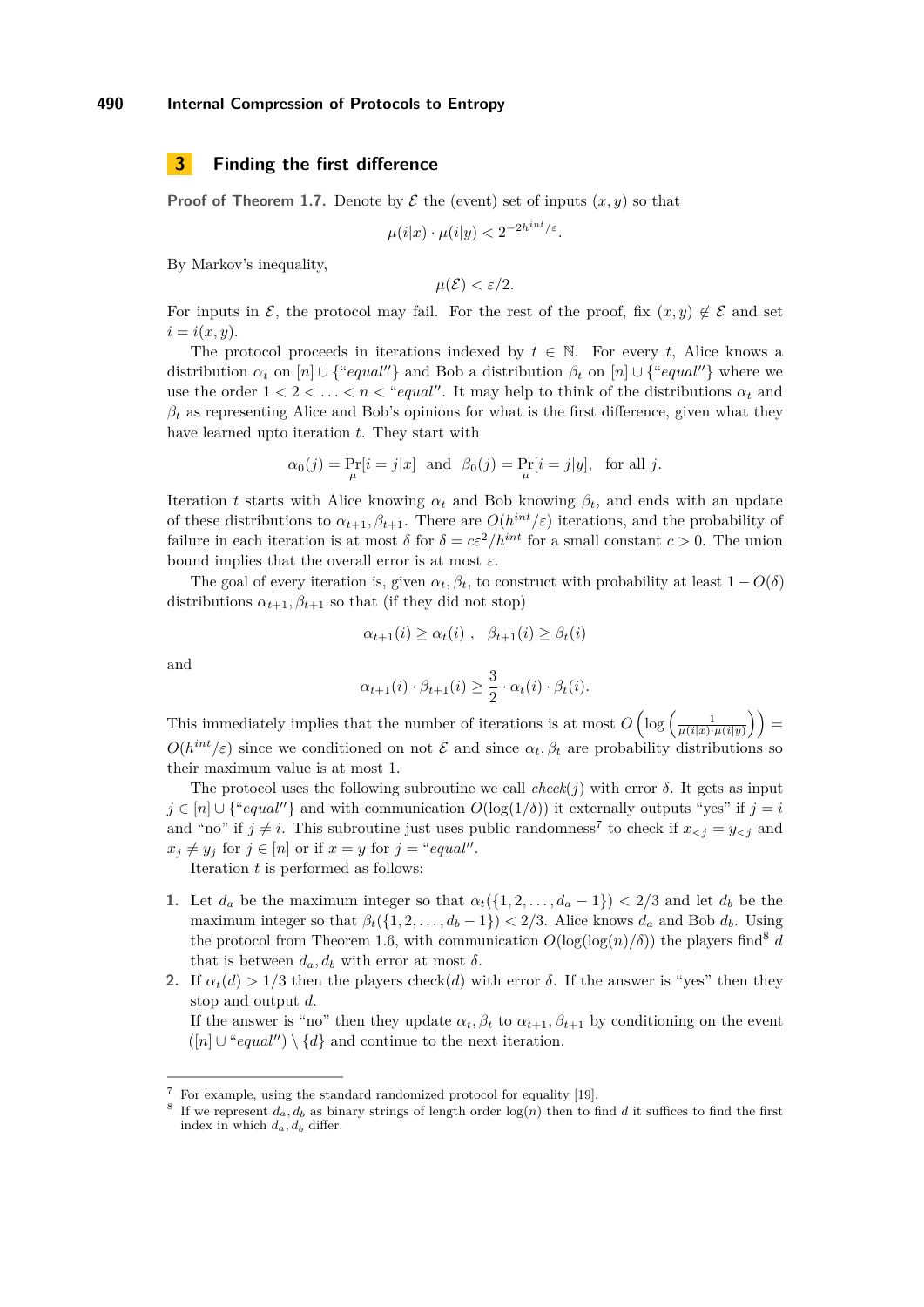# 3 Finding the first difference

**Proof of Theorem 1.7.** Denote by $\mathcal{E}$ the (event) set of inputs $(x, y)$ so that

$$\mu(i|x) \cdot \mu(i|y) < 2^{-2h^{int}/\varepsilon}.$$

By Markov's inequality,

$$\mu(\mathcal{E}) < \varepsilon/2.$$

For inputs in $\mathcal{E}$, the protocol may fail. For the rest of the proof, fix $(x, y) \notin \mathcal{E}$ and set $i = i(x, y)$.

The protocol proceeds in iterations indexed by $t \in \mathbb{N}$. For every $t$, Alice knows a distribution $\alpha_t$ on $[n] \cup \{\text{“}equal''\}$ and Bob a distribution $\beta_t$ on $[n] \cup \{\text{“}equal''\}$ where we use the order $1 < 2 < \ldots < n < \text{“}equal''$. It may help to think of the distributions $\alpha_t$ and $\beta_t$ as representing Alice and Bob's opinions for what is the first difference, given what they have learned upto iteration $t$. They start with

$$\alpha_0(j) = \Pr_\mu[i = j|x] \ \text{ and } \ \beta_0(j) = \Pr_\mu[i = j|y], \ \text{ for all } j.$$

Iteration $t$ starts with Alice knowing $\alpha_t$ and Bob knowing $\beta_t$, and ends with an update of these distributions to $\alpha_{t+1}, \beta_{t+1}$. There are $O(h^{int}/\varepsilon)$ iterations, and the probability of failure in each iteration is at most $\delta$ for $\delta = c\varepsilon^2/h^{int}$ for a small constant $c > 0$. The union bound implies that the overall error is at most $\varepsilon$.

The goal of every iteration is, given $\alpha_t, \beta_t$, to construct with probability at least $1 - O(\delta)$ distributions $\alpha_{t+1}, \beta_{t+1}$ so that (if they did not stop)

$$\alpha_{t+1}(i) \geq \alpha_t(i) \ , \ \ \beta_{t+1}(i) \geq \beta_t(i)$$

and

$$\alpha_{t+1}(i) \cdot \beta_{t+1}(i) \geq \frac{3}{2} \cdot \alpha_t(i) \cdot \beta_t(i).$$

This immediately implies that the number of iterations is at most $O\left(\log\left(\frac{1}{\mu(i|x)\cdot\mu(i|y)}\right)\right) = O(h^{int}/\varepsilon)$ since we conditioned on not $\mathcal{E}$ and since $\alpha_t, \beta_t$ are probability distributions so their maximum value is at most 1.

The protocol uses the following subroutine we call $check(j)$ with error $\delta$. It gets as input $j \in [n] \cup \{\text{“}equal''\}$ and with communication $O(\log(1/\delta))$ it externally outputs “yes” if $j = i$ and “no” if $j \neq i$. This subroutine just uses public randomness[7] to check if $x_{<j} = y_{<j}$ and $x_j \neq y_j$ for $j \in [n]$ or if $x = y$ for $j = \text{“}equal''$.

Iteration $t$ is performed as follows:

1. Let $d_a$ be the maximum integer so that $\alpha_t(\{1, 2, \ldots, d_a - 1\}) < 2/3$ and let $d_b$ be the maximum integer so that $\beta_t(\{1, 2, \ldots, d_b - 1\}) < 2/3$. Alice knows $d_a$ and Bob $d_b$. Using the protocol from Theorem 1.6, with communication $O(\log(\log(n)/\delta))$ the players find[8] $d$ that is between $d_a, d_b$ with error at most $\delta$.
2. If $\alpha_t(d) > 1/3$ then the players check($d$) with error $\delta$. If the answer is “yes” then they stop and output $d$.
   If the answer is “no” then they update $\alpha_t, \beta_t$ to $\alpha_{t+1}, \beta_{t+1}$ by conditioning on the event $([n] \cup \text{“}equal'') \setminus \{d\}$ and continue to the next iteration.

---

[7] For example, using the standard randomized protocol for equality [19].

[8] If we represent $d_a, d_b$ as binary strings of length order $\log(n)$ then to find $d$ it suffices to find the first index in which $d_a, d_b$ differ.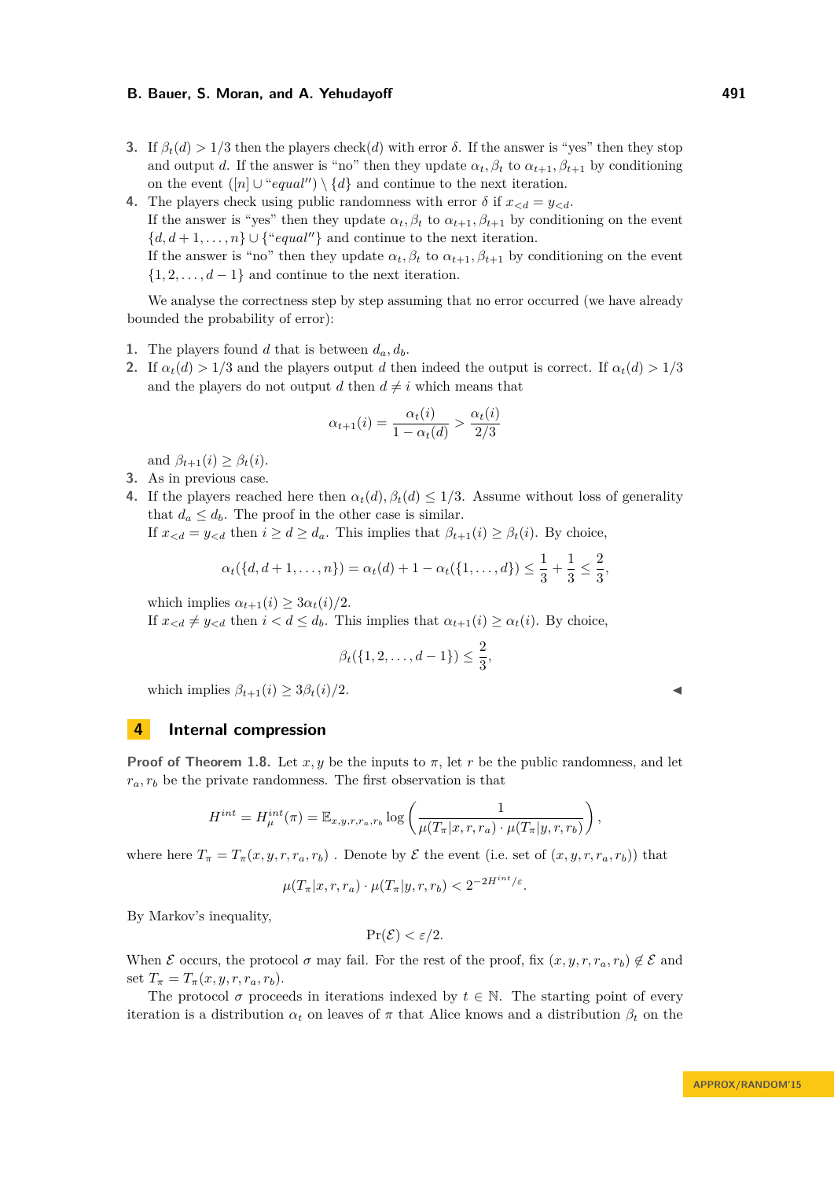3. If $\beta_t(d) > 1/3$ then the players check$(d)$ with error $\delta$. If the answer is "yes" then they stop and output $d$. If the answer is "no" then they update $\alpha_t, \beta_t$ to $\alpha_{t+1}, \beta_{t+1}$ by conditioning on the event $([n] \cup \text{"}equal\text{"}) \setminus \{d\}$ and continue to the next iteration.
4. The players check using public randomness with error $\delta$ if $x_{<d} = y_{<d}$.
   If the answer is "yes" then they update $\alpha_t, \beta_t$ to $\alpha_{t+1}, \beta_{t+1}$ by conditioning on the event $\{d, d+1, \ldots, n\} \cup \{\text{"}equal\text{"}\}$ and continue to the next iteration.
   If the answer is "no" then they update $\alpha_t, \beta_t$ to $\alpha_{t+1}, \beta_{t+1}$ by conditioning on the event $\{1, 2, \ldots, d-1\}$ and continue to the next iteration.

We analyse the correctness step by step assuming that no error occurred (we have already bounded the probability of error):

1. The players found $d$ that is between $d_a, d_b$.
2. If $\alpha_t(d) > 1/3$ and the players output $d$ then indeed the output is correct. If $\alpha_t(d) > 1/3$ and the players do not output $d$ then $d \neq i$ which means that
   $$\alpha_{t+1}(i) = \frac{\alpha_t(i)}{1 - \alpha_t(d)} > \frac{\alpha_t(i)}{2/3}$$
   and $\beta_{t+1}(i) \geq \beta_t(i)$.
3. As in previous case.
4. If the players reached here then $\alpha_t(d), \beta_t(d) \leq 1/3$. Assume without loss of generality that $d_a \leq d_b$. The proof in the other case is similar.
   If $x_{<d} = y_{<d}$ then $i \geq d \geq d_a$. This implies that $\beta_{t+1}(i) \geq \beta_t(i)$. By choice,
   $$\alpha_t(\{d, d+1, \ldots, n\}) = \alpha_t(d) + 1 - \alpha_t(\{1, \ldots, d\}) \leq \frac{1}{3} + \frac{1}{3} \leq \frac{2}{3},$$
   which implies $\alpha_{t+1}(i) \geq 3\alpha_t(i)/2$.
   If $x_{<d} \neq y_{<d}$ then $i < d \leq d_b$. This implies that $\alpha_{t+1}(i) \geq \alpha_t(i)$. By choice,
   $$\beta_t(\{1, 2, \ldots, d-1\}) \leq \frac{2}{3},$$
   which implies $\beta_{t+1}(i) \geq 3\beta_t(i)/2$. ◀

# 4 Internal compression

**Proof of Theorem 1.8.** Let $x, y$ be the inputs to $\pi$, let $r$ be the public randomness, and let $r_a, r_b$ be the private randomness. The first observation is that

$$H^{int} = H^{int}_\mu(\pi) = \mathbb{E}_{x,y,r,r_a,r_b} \log\left(\frac{1}{\mu(T_\pi|x, r, r_a) \cdot \mu(T_\pi|y, r, r_b)}\right),$$

where here $T_\pi = T_\pi(x, y, r, r_a, r_b)$ . Denote by $\mathcal{E}$ the event (i.e. set of $(x, y, r, r_a, r_b)$) that

$$\mu(T_\pi|x, r, r_a) \cdot \mu(T_\pi|y, r, r_b) < 2^{-2H^{int}/\varepsilon}.$$

By Markov's inequality,

$$\Pr(\mathcal{E}) < \varepsilon/2.$$

When $\mathcal{E}$ occurs, the protocol $\sigma$ may fail. For the rest of the proof, fix $(x, y, r, r_a, r_b) \notin \mathcal{E}$ and set $T_\pi = T_\pi(x, y, r, r_a, r_b)$.

The protocol $\sigma$ proceeds in iterations indexed by $t \in \mathbb{N}$. The starting point of every iteration is a distribution $\alpha_t$ on leaves of $\pi$ that Alice knows and a distribution $\beta_t$ on the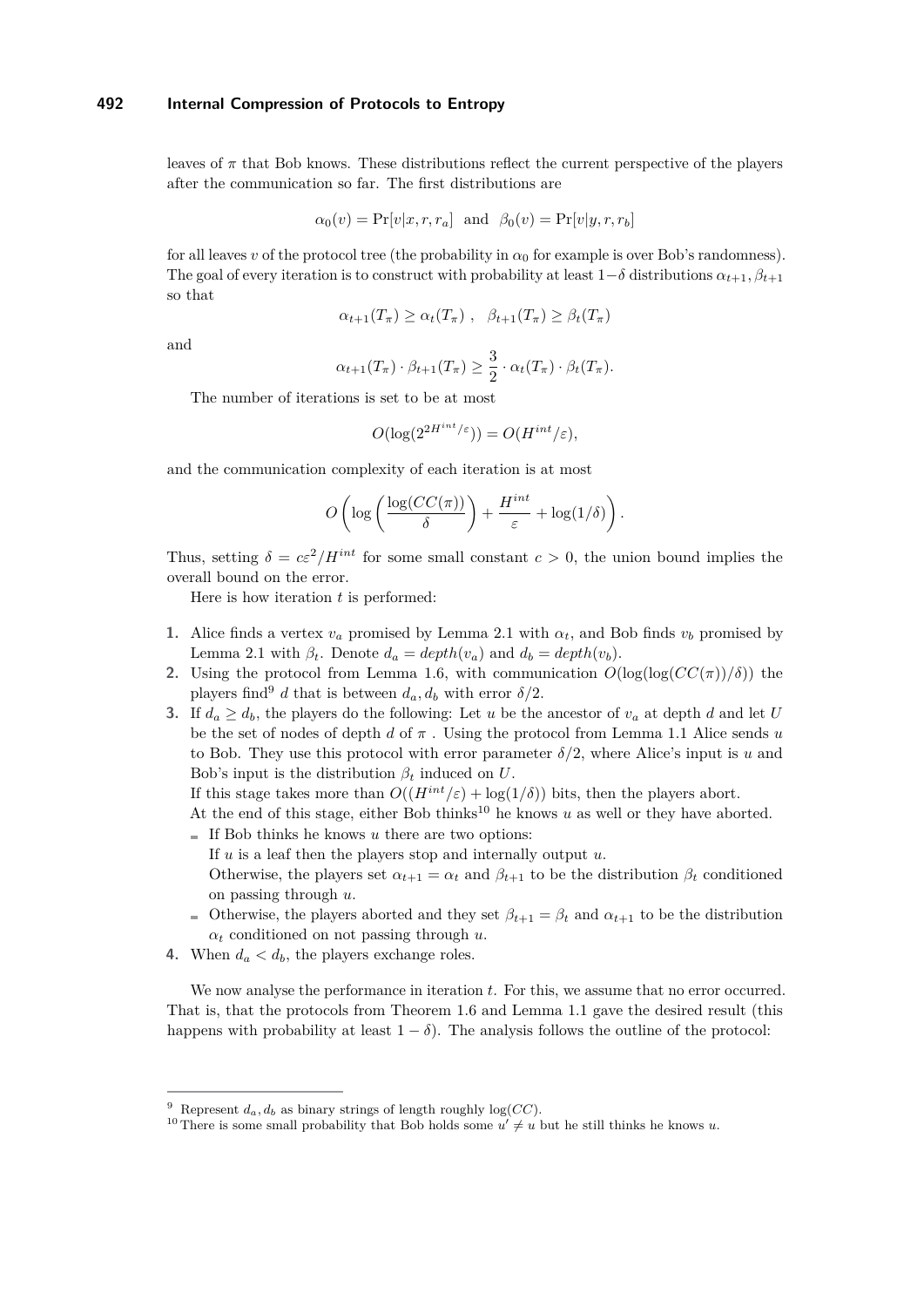leaves of $\pi$ that Bob knows. These distributions reflect the current perspective of the players after the communication so far. The first distributions are

$$\alpha_0(v) = \Pr[v|x, r, r_a] \text{ and } \beta_0(v) = \Pr[v|y, r, r_b]$$

for all leaves $v$ of the protocol tree (the probability in $\alpha_0$ for example is over Bob's randomness). The goal of every iteration is to construct with probability at least $1-\delta$ distributions $\alpha_{t+1}, \beta_{t+1}$ so that

$$\alpha_{t+1}(T_\pi) \geq \alpha_t(T_\pi) \ , \quad \beta_{t+1}(T_\pi) \geq \beta_t(T_\pi)$$

and

$$\alpha_{t+1}(T_\pi) \cdot \beta_{t+1}(T_\pi) \geq \frac{3}{2} \cdot \alpha_t(T_\pi) \cdot \beta_t(T_\pi).$$

The number of iterations is set to be at most

$$O(\log(2^{2H^{int}/\varepsilon})) = O(H^{int}/\varepsilon),$$

and the communication complexity of each iteration is at most

$$O\left(\log\left(\frac{\log(CC(\pi))}{\delta}\right) + \frac{H^{int}}{\varepsilon} + \log(1/\delta)\right).$$

Thus, setting $\delta = c\varepsilon^2/H^{int}$ for some small constant $c > 0$, the union bound implies the overall bound on the error.

Here is how iteration $t$ is performed:

1. Alice finds a vertex $v_a$ promised by Lemma 2.1 with $\alpha_t$, and Bob finds $v_b$ promised by Lemma 2.1 with $\beta_t$. Denote $d_a = depth(v_a)$ and $d_b = depth(v_b)$.
2. Using the protocol from Lemma 1.6, with communication $O(\log(\log(CC(\pi))/\delta))$ the players find[9] $d$ that is between $d_a, d_b$ with error $\delta/2$.
3. If $d_a \geq d_b$, the players do the following: Let $u$ be the ancestor of $v_a$ at depth $d$ and let $U$ be the set of nodes of depth $d$ of $\pi$ . Using the protocol from Lemma 1.1 Alice sends $u$ to Bob. They use this protocol with error parameter $\delta/2$, where Alice's input is $u$ and Bob's input is the distribution $\beta_t$ induced on $U$.
   If this stage takes more than $O((H^{int}/\varepsilon) + \log(1/\delta))$ bits, then the players abort.
   At the end of this stage, either Bob thinks[10] he knows $u$ as well or they have aborted.
   - If Bob thinks he knows $u$ there are two options:
     If $u$ is a leaf then the players stop and internally output $u$.
     Otherwise, the players set $\alpha_{t+1} = \alpha_t$ and $\beta_{t+1}$ to be the distribution $\beta_t$ conditioned on passing through $u$.
   - Otherwise, the players aborted and they set $\beta_{t+1} = \beta_t$ and $\alpha_{t+1}$ to be the distribution $\alpha_t$ conditioned on not passing through $u$.
4. When $d_a < d_b$, the players exchange roles.

We now analyse the performance in iteration $t$. For this, we assume that no error occurred. That is, that the protocols from Theorem 1.6 and Lemma 1.1 gave the desired result (this happens with probability at least $1 - \delta$). The analysis follows the outline of the protocol:

---

[9] Represent $d_a, d_b$ as binary strings of length roughly $\log(CC)$.

[10] There is some small probability that Bob holds some $u' \neq u$ but he still thinks he knows $u$.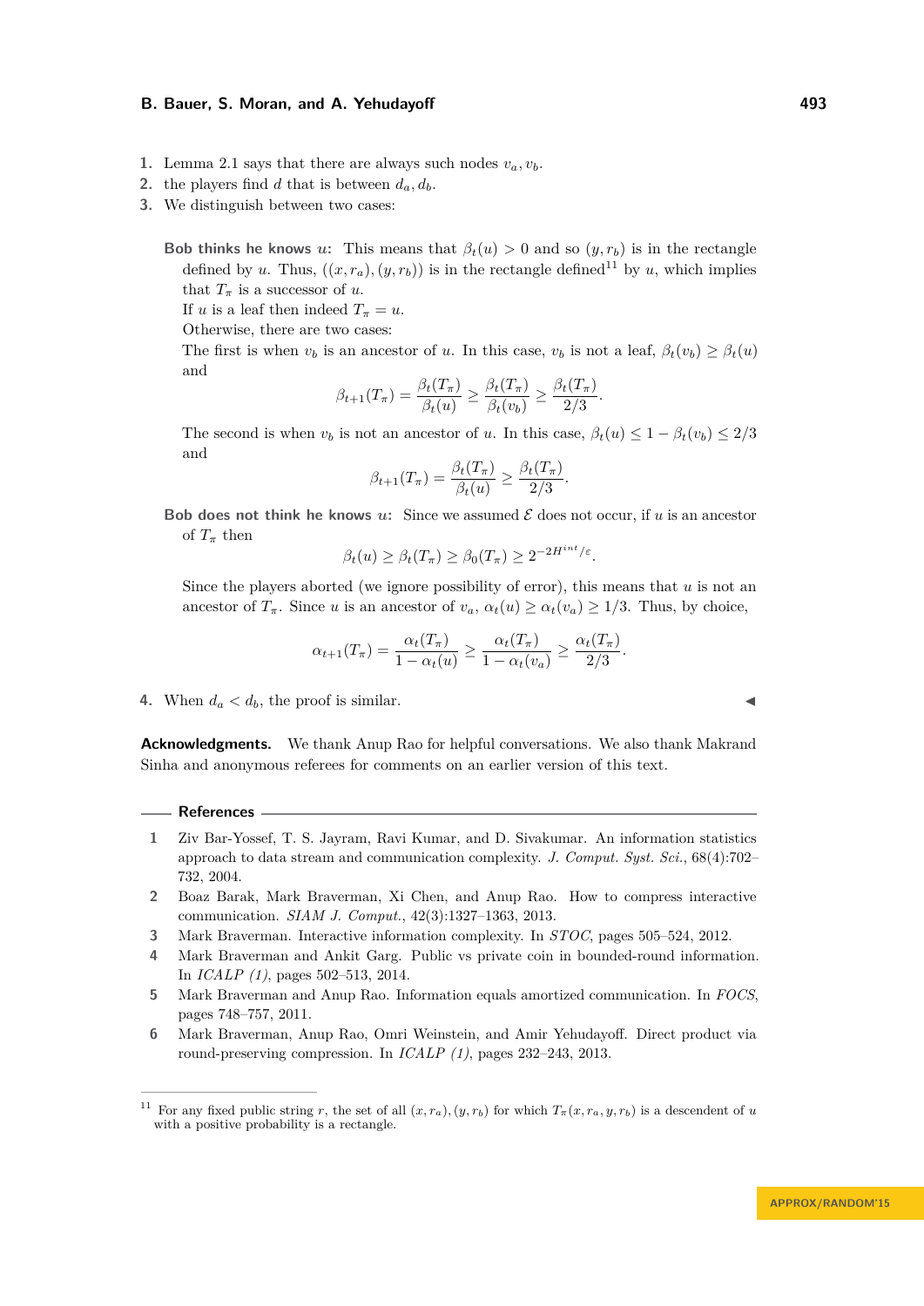1. Lemma 2.1 says that there are always such nodes $v_a, v_b$.
2. the players find $d$ that is between $d_a, d_b$.
3. We distinguish between two cases:

   **Bob thinks he knows $u$:** This means that $\beta_t(u) > 0$ and so $(y, r_b)$ is in the rectangle defined by $u$. Thus, $((x, r_a), (y, r_b))$ is in the rectangle defined[11] by $u$, which implies that $T_\pi$ is a successor of $u$.
   If $u$ is a leaf then indeed $T_\pi = u$.
   Otherwise, there are two cases:
   The first is when $v_b$ is an ancestor of $u$. In this case, $v_b$ is not a leaf, $\beta_t(v_b) \geq \beta_t(u)$ and

   $$\beta_{t+1}(T_\pi) = \frac{\beta_t(T_\pi)}{\beta_t(u)} \geq \frac{\beta_t(T_\pi)}{\beta_t(v_b)} \geq \frac{\beta_t(T_\pi)}{2/3}.$$

   The second is when $v_b$ is not an ancestor of $u$. In this case, $\beta_t(u) \leq 1 - \beta_t(v_b) \leq 2/3$ and

   $$\beta_{t+1}(T_\pi) = \frac{\beta_t(T_\pi)}{\beta_t(u)} \geq \frac{\beta_t(T_\pi)}{2/3}.$$

   **Bob does not think he knows $u$:** Since we assumed $\mathcal{E}$ does not occur, if $u$ is an ancestor of $T_\pi$ then

   $$\beta_t(u) \geq \beta_t(T_\pi) \geq \beta_0(T_\pi) \geq 2^{-2H^{int}/\varepsilon}.$$

   Since the players aborted (we ignore possibility of error), this means that $u$ is not an ancestor of $T_\pi$. Since $u$ is an ancestor of $v_a$, $\alpha_t(u) \geq \alpha_t(v_a) \geq 1/3$. Thus, by choice,

   $$\alpha_{t+1}(T_\pi) = \frac{\alpha_t(T_\pi)}{1 - \alpha_t(u)} \geq \frac{\alpha_t(T_\pi)}{1 - \alpha_t(v_a)} \geq \frac{\alpha_t(T_\pi)}{2/3}.$$

4. When $d_a < d_b$, the proof is similar. ◀

**Acknowledgments.** We thank Anup Rao for helpful conversations. We also thank Makrand Sinha and anonymous referees for comments on an earlier version of this text.

## References

1. Ziv Bar-Yossef, T. S. Jayram, Ravi Kumar, and D. Sivakumar. An information statistics approach to data stream and communication complexity. *J. Comput. Syst. Sci.*, 68(4):702–732, 2004.
2. Boaz Barak, Mark Braverman, Xi Chen, and Anup Rao. How to compress interactive communication. *SIAM J. Comput.*, 42(3):1327–1363, 2013.
3. Mark Braverman. Interactive information complexity. In *STOC*, pages 505–524, 2012.
4. Mark Braverman and Ankit Garg. Public vs private coin in bounded-round information. In *ICALP (1)*, pages 502–513, 2014.
5. Mark Braverman and Anup Rao. Information equals amortized communication. In *FOCS*, pages 748–757, 2011.
6. Mark Braverman, Anup Rao, Omri Weinstein, and Amir Yehudayoff. Direct product via round-preserving compression. In *ICALP (1)*, pages 232–243, 2013.

---

[11] For any fixed public string $r$, the set of all $(x, r_a), (y, r_b)$ for which $T_\pi(x, r_a, y, r_b)$ is a descendent of $u$ with a positive probability is a rectangle.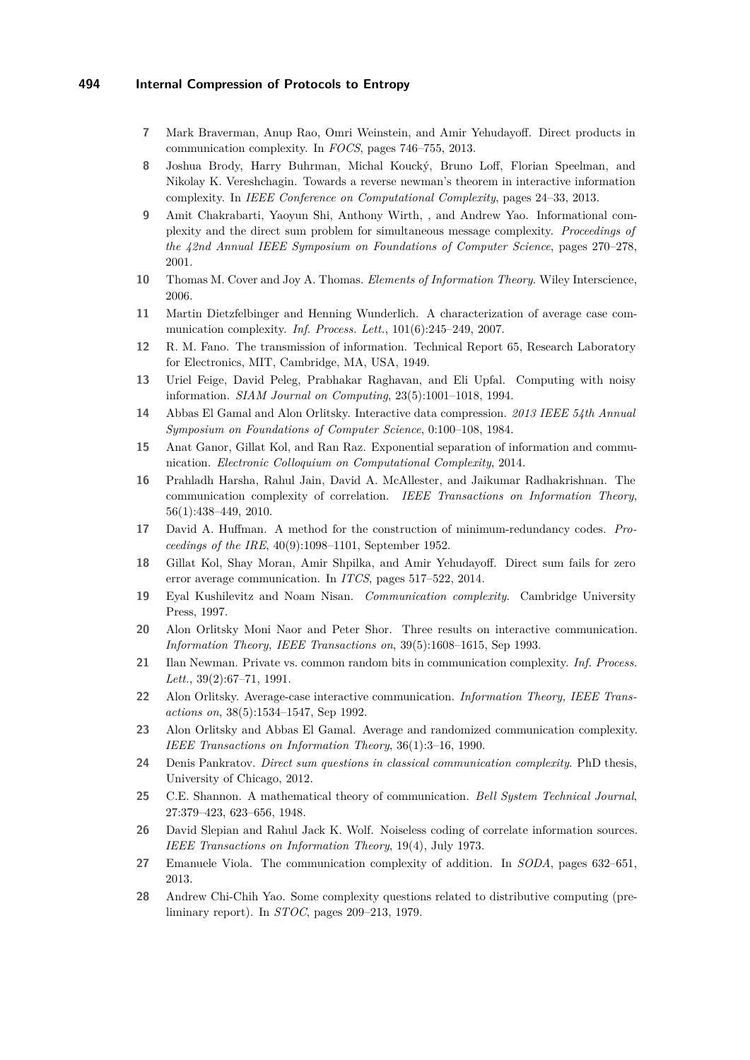7 Mark Braverman, Anup Rao, Omri Weinstein, and Amir Yehudayoff. Direct products in communication complexity. In *FOCS*, pages 746–755, 2013.

8 Joshua Brody, Harry Buhrman, Michal Koucký, Bruno Loff, Florian Speelman, and Nikolay K. Vereshchagin. Towards a reverse newman's theorem in interactive information complexity. In *IEEE Conference on Computational Complexity*, pages 24–33, 2013.

9 Amit Chakrabarti, Yaoyun Shi, Anthony Wirth, , and Andrew Yao. Informational complexity and the direct sum problem for simultaneous message complexity. *Proceedings of the 42nd Annual IEEE Symposium on Foundations of Computer Science*, pages 270–278, 2001.

10 Thomas M. Cover and Joy A. Thomas. *Elements of Information Theory*. Wiley Interscience, 2006.

11 Martin Dietzfelbinger and Henning Wunderlich. A characterization of average case communication complexity. *Inf. Process. Lett.*, 101(6):245–249, 2007.

12 R. M. Fano. The transmission of information. Technical Report 65, Research Laboratory for Electronics, MIT, Cambridge, MA, USA, 1949.

13 Uriel Feige, David Peleg, Prabhakar Raghavan, and Eli Upfal. Computing with noisy information. *SIAM Journal on Computing*, 23(5):1001–1018, 1994.

14 Abbas El Gamal and Alon Orlitsky. Interactive data compression. *2013 IEEE 54th Annual Symposium on Foundations of Computer Science*, 0:100–108, 1984.

15 Anat Ganor, Gillat Kol, and Ran Raz. Exponential separation of information and communication. *Electronic Colloquium on Computational Complexity*, 2014.

16 Prahladh Harsha, Rahul Jain, David A. McAllester, and Jaikumar Radhakrishnan. The communication complexity of correlation. *IEEE Transactions on Information Theory*, 56(1):438–449, 2010.

17 David A. Huffman. A method for the construction of minimum-redundancy codes. *Proceedings of the IRE*, 40(9):1098–1101, September 1952.

18 Gillat Kol, Shay Moran, Amir Shpilka, and Amir Yehudayoff. Direct sum fails for zero error average communication. In *ITCS*, pages 517–522, 2014.

19 Eyal Kushilevitz and Noam Nisan. *Communication complexity*. Cambridge University Press, 1997.

20 Alon Orlitsky Moni Naor and Peter Shor. Three results on interactive communication. *Information Theory, IEEE Transactions on*, 39(5):1608–1615, Sep 1993.

21 Ilan Newman. Private vs. common random bits in communication complexity. *Inf. Process. Lett.*, 39(2):67–71, 1991.

22 Alon Orlitsky. Average-case interactive communication. *Information Theory, IEEE Transactions on*, 38(5):1534–1547, Sep 1992.

23 Alon Orlitsky and Abbas El Gamal. Average and randomized communication complexity. *IEEE Transactions on Information Theory*, 36(1):3–16, 1990.

24 Denis Pankratov. *Direct sum questions in classical communication complexity*. PhD thesis, University of Chicago, 2012.

25 C.E. Shannon. A mathematical theory of communication. *Bell System Technical Journal*, 27:379–423, 623–656, 1948.

26 David Slepian and Rahul Jack K. Wolf. Noiseless coding of correlate information sources. *IEEE Transactions on Information Theory*, 19(4), July 1973.

27 Emanuele Viola. The communication complexity of addition. In *SODA*, pages 632–651, 2013.

28 Andrew Chi-Chih Yao. Some complexity questions related to distributive computing (preliminary report). In *STOC*, pages 209–213, 1979.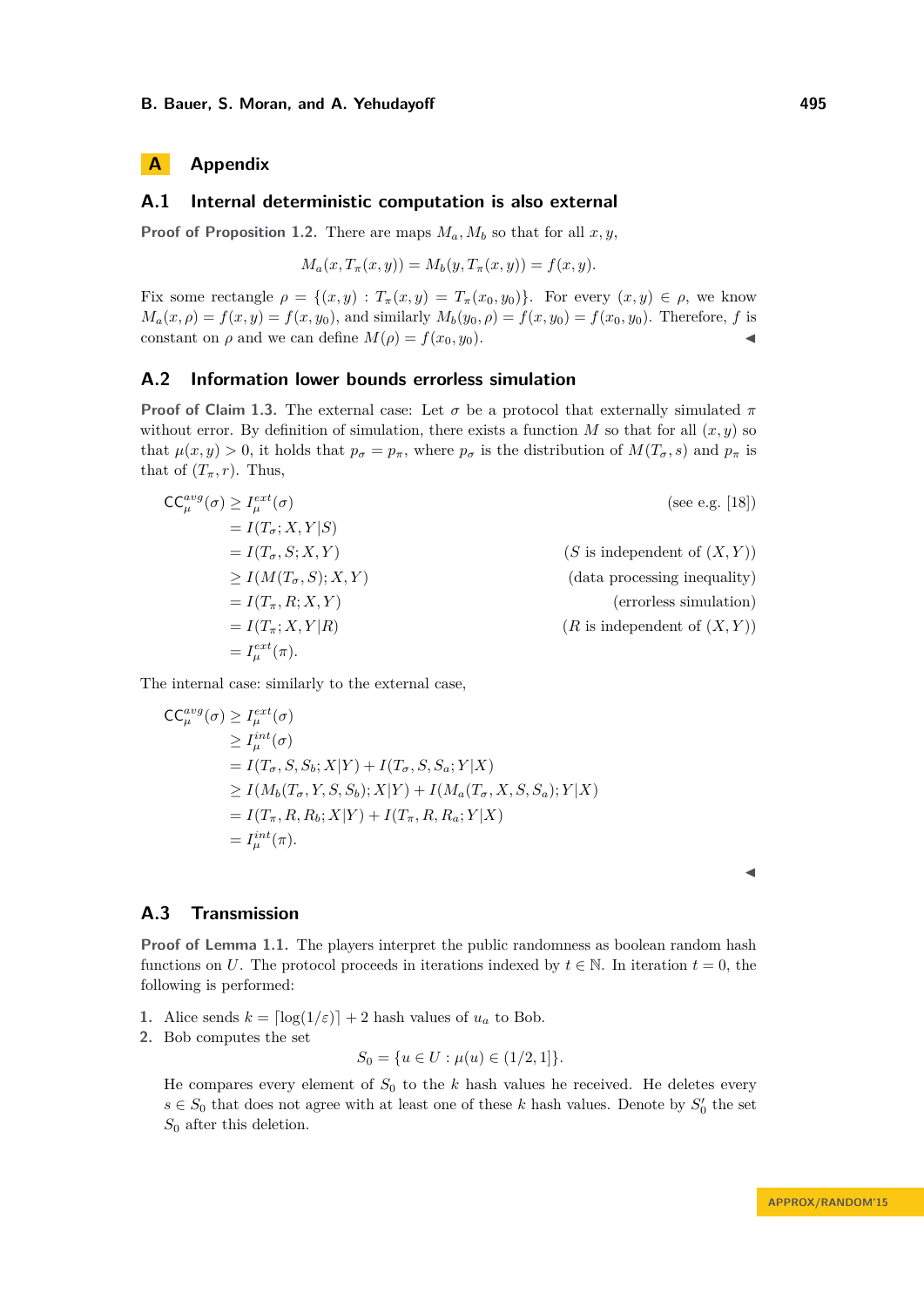## A Appendix

### A.1 Internal deterministic computation is also external

**Proof of Proposition 1.2.** There are maps $M_a, M_b$ so that for all $x, y$,

$$M_a(x, T_\pi(x, y)) = M_b(y, T_\pi(x, y)) = f(x, y).$$

Fix some rectangle $\rho = \{(x, y) : T_\pi(x, y) = T_\pi(x_0, y_0)\}$. For every $(x, y) \in \rho$, we know $M_a(x, \rho) = f(x, y) = f(x, y_0)$, and similarly $M_b(y_0, \rho) = f(x, y_0) = f(x_0, y_0)$. Therefore, $f$ is constant on $\rho$ and we can define $M(\rho) = f(x_0, y_0)$. ◀

### A.2 Information lower bounds errorless simulation

**Proof of Claim 1.3.** The external case: Let $\sigma$ be a protocol that externally simulated $\pi$ without error. By definition of simulation, there exists a function $M$ so that for all $(x, y)$ so that $\mu(x, y) > 0$, it holds that $p_\sigma = p_\pi$, where $p_\sigma$ is the distribution of $M(T_\sigma, s)$ and $p_\pi$ is that of $(T_\pi, r)$. Thus,

$$
\begin{aligned}
\mathsf{CC}_\mu^{avg}(\sigma) &\geq I_\mu^{ext}(\sigma) && \text{(see e.g. [18])}\\
&= I(T_\sigma; X, Y|S)\\
&= I(T_\sigma, S; X, Y) && (S \text{ is independent of } (X, Y))\\
&\geq I(M(T_\sigma, S); X, Y) && \text{(data processing inequality)}\\
&= I(T_\pi, R; X, Y) && \text{(errorless simulation)}\\
&= I(T_\pi; X, Y|R) && (R \text{ is independent of } (X, Y))\\
&= I_\mu^{ext}(\pi).
\end{aligned}
$$

The internal case: similarly to the external case,

$$
\begin{aligned}
\mathsf{CC}_\mu^{avg}(\sigma) &\geq I_\mu^{ext}(\sigma)\\
&\geq I_\mu^{int}(\sigma)\\
&= I(T_\sigma, S, S_b; X|Y) + I(T_\sigma, S, S_a; Y|X)\\
&\geq I(M_b(T_\sigma, Y, S, S_b); X|Y) + I(M_a(T_\sigma, X, S, S_a); Y|X)\\
&= I(T_\pi, R, R_b; X|Y) + I(T_\pi, R, R_a; Y|X)\\
&= I_\mu^{int}(\pi).
\end{aligned}
$$

◀

### A.3 Transmission

**Proof of Lemma 1.1.** The players interpret the public randomness as boolean random hash functions on $U$. The protocol proceeds in iterations indexed by $t \in \mathbb{N}$. In iteration $t = 0$, the following is performed:

1. Alice sends $k = \lceil \log(1/\varepsilon) \rceil + 2$ hash values of $u_a$ to Bob.
2. Bob computes the set

   $$S_0 = \{u \in U : \mu(u) \in (1/2, 1]\}.$$

   He compares every element of $S_0$ to the $k$ hash values he received. He deletes every $s \in S_0$ that does not agree with at least one of these $k$ hash values. Denote by $S_0'$ the set $S_0$ after this deletion.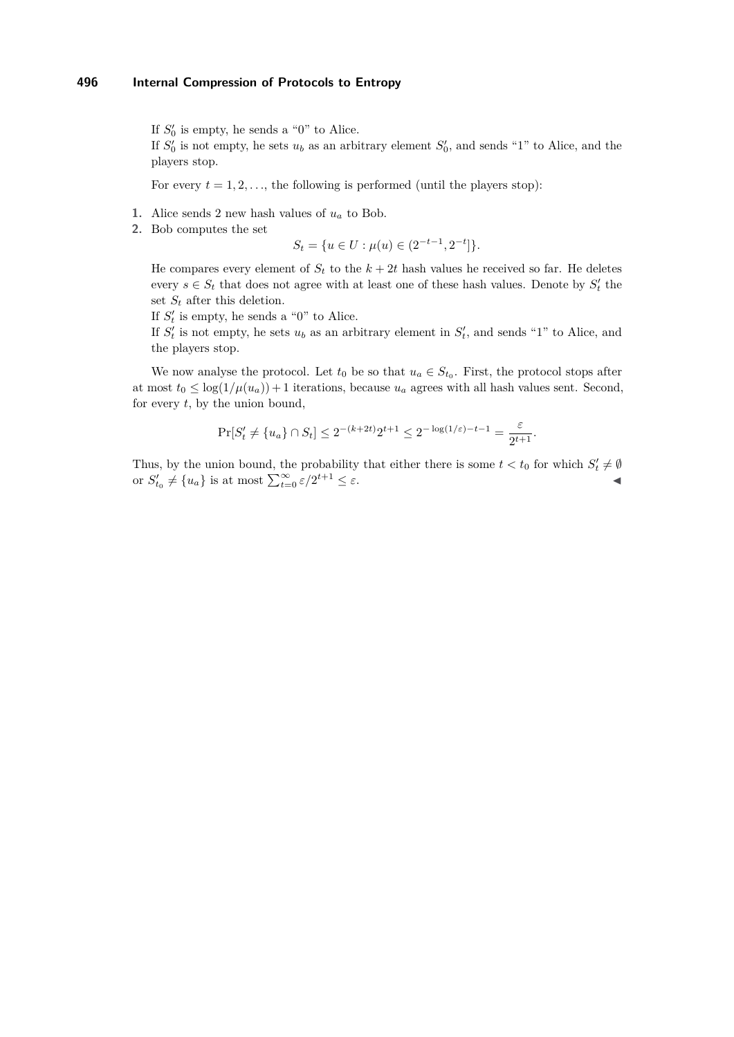If $S'_0$ is empty, he sends a "0" to Alice.

If $S'_0$ is not empty, he sets $u_b$ as an arbitrary element $S'_0$, and sends "1" to Alice, and the players stop.

For every $t = 1, 2, \ldots$, the following is performed (until the players stop):

1. Alice sends 2 new hash values of $u_a$ to Bob.
2. Bob computes the set

$$S_t = \{u \in U : \mu(u) \in (2^{-t-1}, 2^{-t}]\}.$$

He compares every element of $S_t$ to the $k + 2t$ hash values he received so far. He deletes every $s \in S_t$ that does not agree with at least one of these hash values. Denote by $S'_t$ the set $S_t$ after this deletion.

If $S'_t$ is empty, he sends a "0" to Alice.

If $S'_t$ is not empty, he sets $u_b$ as an arbitrary element in $S'_t$, and sends "1" to Alice, and the players stop.

We now analyse the protocol. Let $t_0$ be so that $u_a \in S_{t_0}$. First, the protocol stops after at most $t_0 \leq \log(1/\mu(u_a)) + 1$ iterations, because $u_a$ agrees with all hash values sent. Second, for every $t$, by the union bound,

$$\Pr[S'_t \neq \{u_a\} \cap S_t] \leq 2^{-(k+2t)} 2^{t+1} \leq 2^{-\log(1/\varepsilon)-t-1} = \frac{\varepsilon}{2^{t+1}}.$$

Thus, by the union bound, the probability that either there is some $t < t_0$ for which $S'_t \neq \emptyset$ or $S'_{t_0} \neq \{u_a\}$ is at most $\sum_{t=0}^{\infty} \varepsilon/2^{t+1} \leq \varepsilon$. ◀